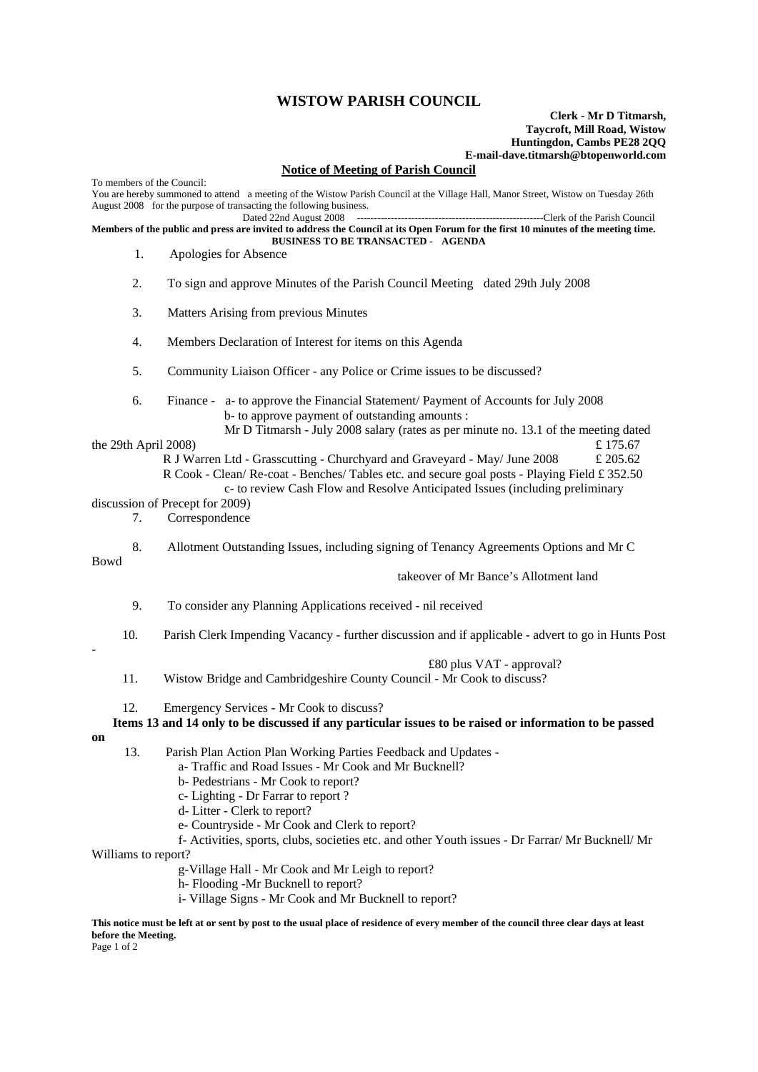# WISTOW PARISH COUNCIL

**Clerk - Mr D Titmarsh,**
**Taycroft, Mill Road, Wistow**
**Huntingdon, Cambs PE28 2QQ**
**E-mail-dave.titmarsh@btopenworld.com**

**Notice of Meeting of Parish Council**

To members of the Council:
You are hereby summoned to attend a meeting of the Wistow Parish Council at the Village Hall, Manor Street, Wistow on Tuesday 26th August 2008 for the purpose of transacting the following business.

Dated 22nd August 2008 -------------------------------------------------------Clerk of the Parish Council

**Members of the public and press are invited to address the Council at its Open Forum for the first 10 minutes of the meeting time.**

**BUSINESS TO BE TRANSACTED - AGENDA**

1. Apologies for Absence
2. To sign and approve Minutes of the Parish Council Meeting dated 29th July 2008
3. Matters Arising from previous Minutes
4. Members Declaration of Interest for items on this Agenda
5. Community Liaison Officer - any Police or Crime issues to be discussed?
6. Finance -
   a- to approve the Financial Statement/ Payment of Accounts for July 2008
   b- to approve payment of outstanding amounts :
   Mr D Titmarsh - July 2008 salary (rates as per minute no. 13.1 of the meeting dated the 29th April 2008) £ 175.67
   R J Warren Ltd - Grasscutting - Churchyard and Graveyard - May/ June 2008 £ 205.62
   R Cook - Clean/ Re-coat - Benches/ Tables etc. and secure goal posts - Playing Field £ 352.50
   c- to review Cash Flow and Resolve Anticipated Issues (including preliminary discussion of Precept for 2009)
7. Correspondence
8. Allotment Outstanding Issues, including signing of Tenancy Agreements Options and Mr C Bowd takeover of Mr Bance's Allotment land
9. To consider any Planning Applications received - nil received
10. Parish Clerk Impending Vacancy - further discussion and if applicable - advert to go in Hunts Post - £80 plus VAT - approval?
11. Wistow Bridge and Cambridgeshire County Council - Mr Cook to discuss?
12. Emergency Services - Mr Cook to discuss?

**Items 13 and 14 only to be discussed if any particular issues to be raised or information to be passed on**

13. Parish Plan Action Plan Working Parties Feedback and Updates -
    a- Traffic and Road Issues - Mr Cook and Mr Bucknell?
    b- Pedestrians - Mr Cook to report?
    c- Lighting - Dr Farrar to report ?
    d- Litter - Clerk to report?
    e- Countryside - Mr Cook and Clerk to report?
    f- Activities, sports, clubs, societies etc. and other Youth issues - Dr Farrar/ Mr Bucknell/ Mr Williams to report?
    g-Village Hall - Mr Cook and Mr Leigh to report?
    h- Flooding -Mr Bucknell to report?
    i- Village Signs - Mr Cook and Mr Bucknell to report?

**This notice must be left at or sent by post to the usual place of residence of every member of the council three clear days at least before the Meeting.**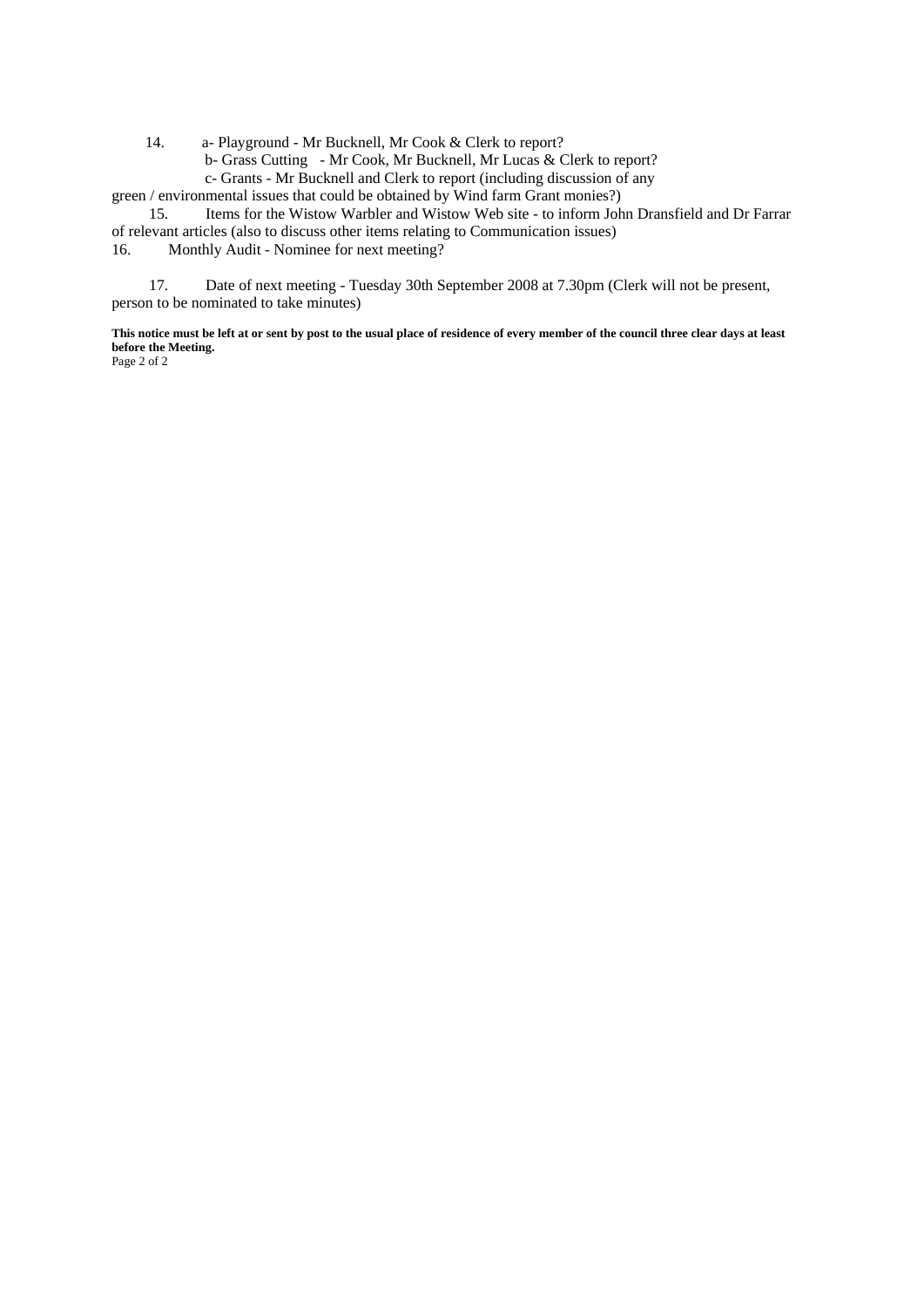14. a- Playground - Mr Bucknell, Mr Cook & Clerk to report?
    b- Grass Cutting - Mr Cook, Mr Bucknell, Mr Lucas & Clerk to report?
    c- Grants - Mr Bucknell and Clerk to report (including discussion of any green / environmental issues that could be obtained by Wind farm Grant monies?)
15. Items for the Wistow Warbler and Wistow Web site - to inform John Dransfield and Dr Farrar of relevant articles (also to discuss other items relating to Communication issues)
16. Monthly Audit - Nominee for next meeting?
17. Date of next meeting - Tuesday 30th September 2008 at 7.30pm (Clerk will not be present, person to be nominated to take minutes)

**This notice must be left at or sent by post to the usual place of residence of every member of the council three clear days at least before the Meeting.**